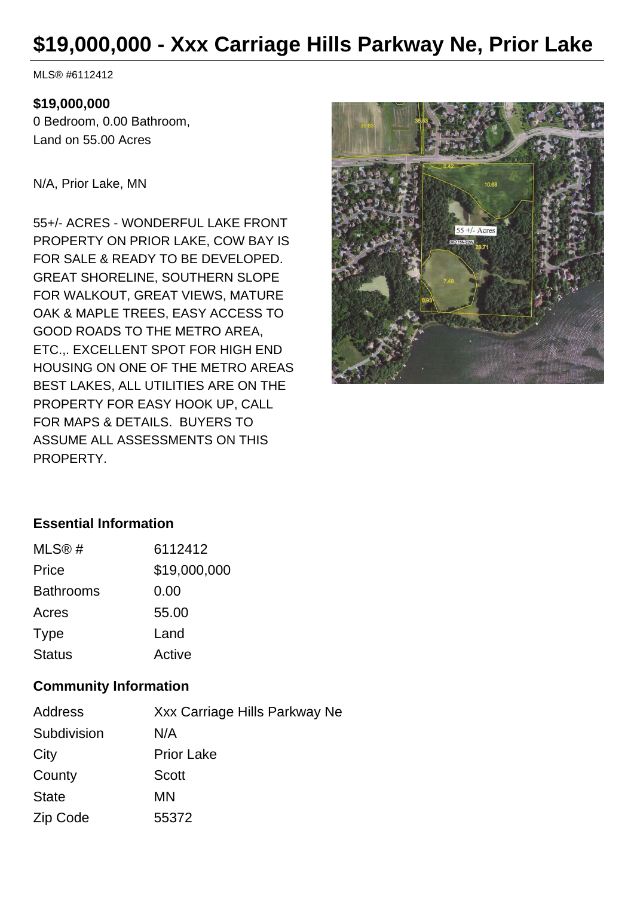# $19,000,000 - Xxx Carriage Hills Parkway Ne, Prior Lake

MLS® #6112412

**$19,000,000**
0 Bedroom, 0.00 Bathroom,
Land on 55.00 Acres

N/A, Prior Lake, MN

55+/- ACRES - WONDERFUL LAKE FRONT PROPERTY ON PRIOR LAKE, COW BAY IS FOR SALE & READY TO BE DEVELOPED. GREAT SHORELINE, SOUTHERN SLOPE FOR WALKOUT, GREAT VIEWS, MATURE OAK & MAPLE TREES, EASY ACCESS TO GOOD ROADS TO THE METRO AREA, ETC.,. EXCELLENT SPOT FOR HIGH END HOUSING ON ONE OF THE METRO AREAS BEST LAKES, ALL UTILITIES ARE ON THE PROPERTY FOR EASY HOOK UP, CALL FOR MAPS & DETAILS. BUYERS TO ASSUME ALL ASSESSMENTS ON THIS PROPERTY.

### Essential Information

| | |
|---|---|
| MLS® # | 6112412 |
| Price | $19,000,000 |
| Bathrooms | 0.00 |
| Acres | 55.00 |
| Type | Land |
| Status | Active |

### Community Information

| | |
|---|---|
| Address | Xxx Carriage Hills Parkway Ne |
| Subdivision | N/A |
| City | Prior Lake |
| County | Scott |
| State | MN |
| Zip Code | 55372 |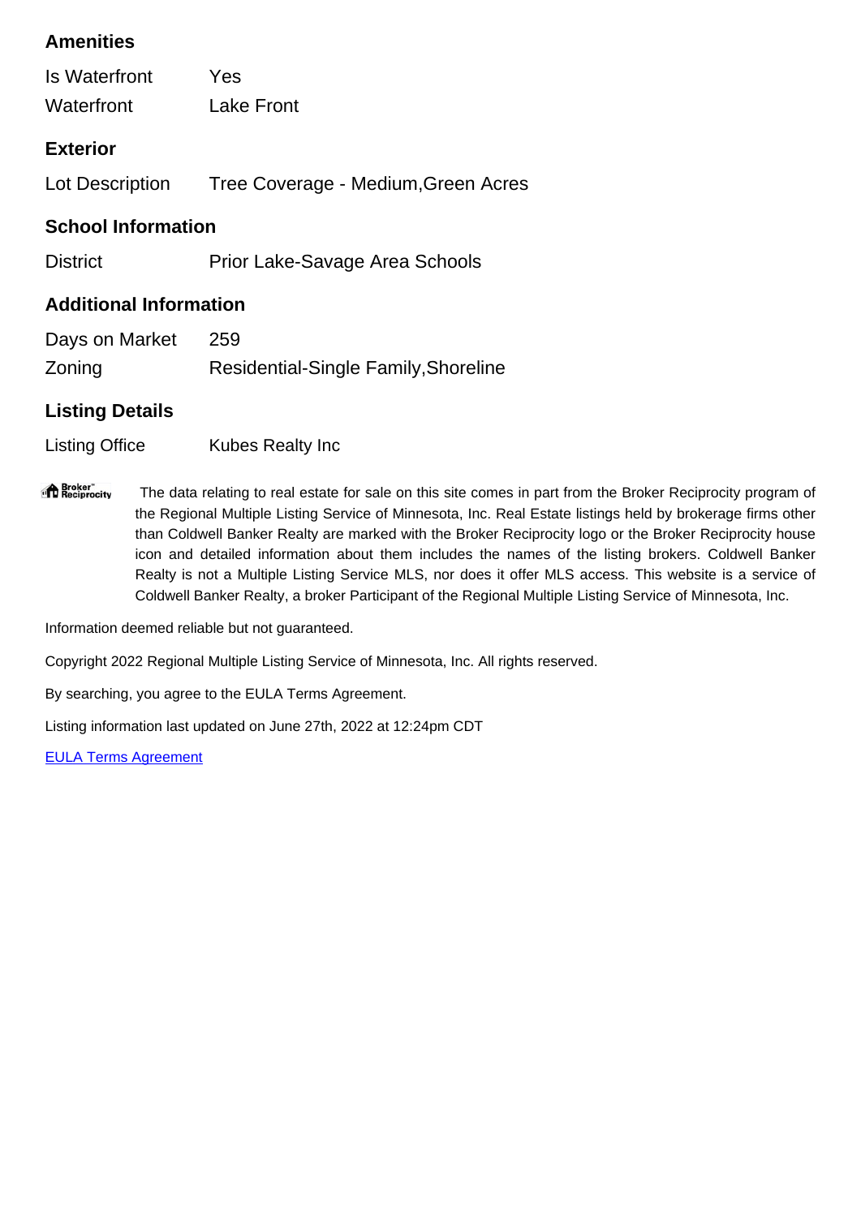## Amenities

| | |
|---|---|
| Is Waterfront | Yes |
| Waterfront | Lake Front |

## Exterior

| | |
|---|---|
| Lot Description | Tree Coverage - Medium,Green Acres |

## School Information

| | |
|---|---|
| District | Prior Lake-Savage Area Schools |

## Additional Information

| | |
|---|---|
| Days on Market | 259 |
| Zoning | Residential-Single Family,Shoreline |

## Listing Details

| | |
|---|---|
| Listing Office | Kubes Realty Inc |

The data relating to real estate for sale on this site comes in part from the Broker Reciprocity program of the Regional Multiple Listing Service of Minnesota, Inc. Real Estate listings held by brokerage firms other than Coldwell Banker Realty are marked with the Broker Reciprocity logo or the Broker Reciprocity house icon and detailed information about them includes the names of the listing brokers. Coldwell Banker Realty is not a Multiple Listing Service MLS, nor does it offer MLS access. This website is a service of Coldwell Banker Realty, a broker Participant of the Regional Multiple Listing Service of Minnesota, Inc.

Information deemed reliable but not guaranteed.

Copyright 2022 Regional Multiple Listing Service of Minnesota, Inc. All rights reserved.

By searching, you agree to the EULA Terms Agreement.

Listing information last updated on June 27th, 2022 at 12:24pm CDT

EULA Terms Agreement